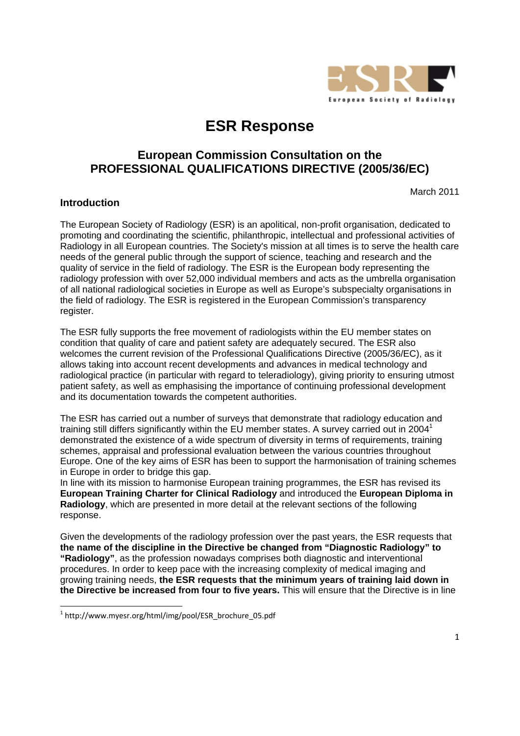# ESR Response

## European Commission Consultation on the PROFESSIONAL QUALIFICATIONS DIRECTIVE (2005/36/EC)

March 2011

### Introduction

The European Society of Radiology (ESR) is an apolitical, non-profit organisation, dedicated to promoting and coordinating the scientific, philanthropic, intellectual and professional activities of Radiology in all European countries. The Society's mission at all times is to serve the health care needs of the general public through the support of science, teaching and research and the quality of service in the field of radiology. The ESR is the European body representing the radiology profession with over 52,000 individual members and acts as the umbrella organisation of all national radiological societies in Europe as well as Europe's subspecialty organisations in the field of radiology. The ESR is registered in the European Commission's transparency register.

The ESR fully supports the free movement of radiologists within the EU member states on condition that quality of care and patient safety are adequately secured. The ESR also welcomes the current revision of the Professional Qualifications Directive (2005/36/EC), as it allows taking into account recent developments and advances in medical technology and radiological practice (in particular with regard to teleradiology), giving priority to ensuring utmost patient safety, as well as emphasising the importance of continuing professional development and its documentation towards the competent authorities.

The ESR has carried out a number of surveys that demonstrate that radiology education and training still differs significantly within the EU member states. A survey carried out in 2004[1] demonstrated the existence of a wide spectrum of diversity in terms of requirements, training schemes, appraisal and professional evaluation between the various countries throughout Europe. One of the key aims of ESR has been to support the harmonisation of training schemes in Europe in order to bridge this gap.
In line with its mission to harmonise European training programmes, the ESR has revised its **European Training Charter for Clinical Radiology** and introduced the **European Diploma in Radiology**, which are presented in more detail at the relevant sections of the following response.

Given the developments of the radiology profession over the past years, the ESR requests that **the name of the discipline in the Directive be changed from "Diagnostic Radiology" to "Radiology"**, as the profession nowadays comprises both diagnostic and interventional procedures. In order to keep pace with the increasing complexity of medical imaging and growing training needs, **the ESR requests that the minimum years of training laid down in the Directive be increased from four to five years.** This will ensure that the Directive is in line

[1] http://www.myesr.org/html/img/pool/ESR_brochure_05.pdf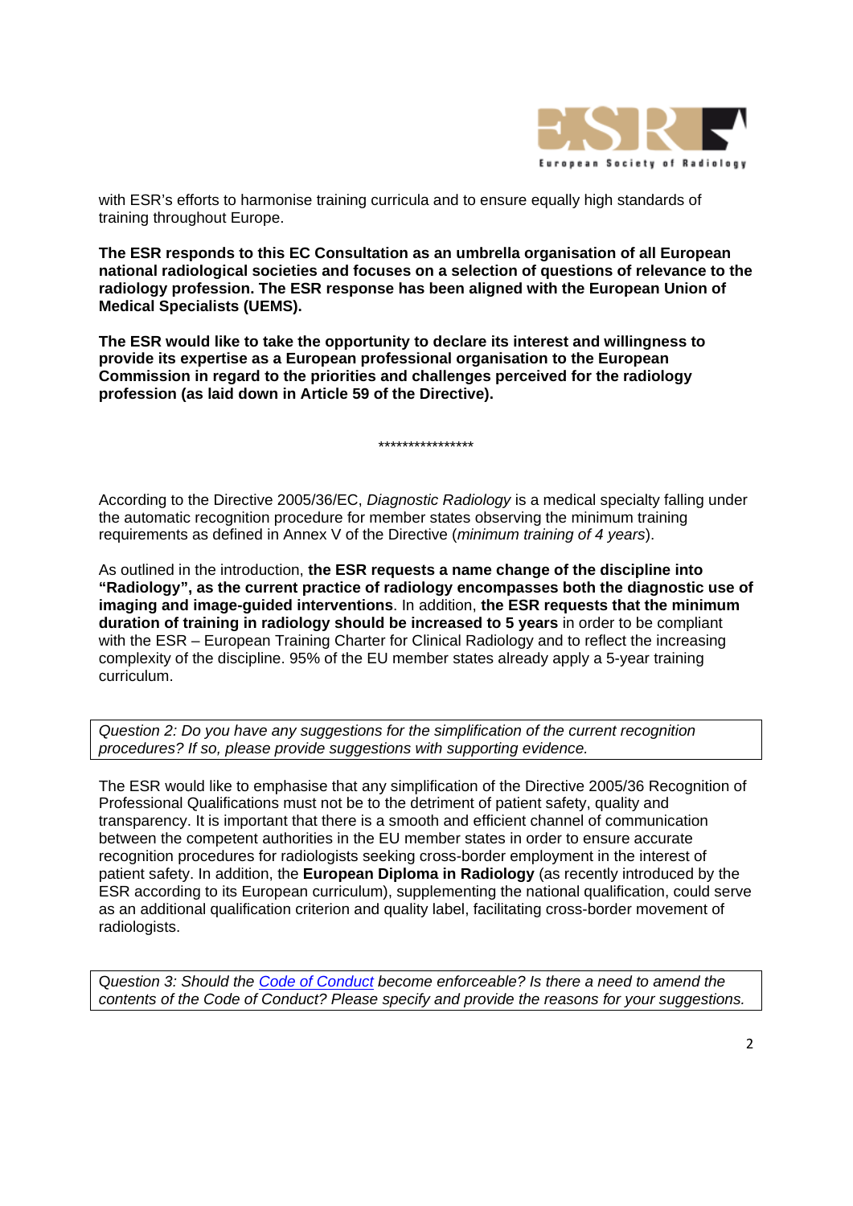with ESR's efforts to harmonise training curricula and to ensure equally high standards of training throughout Europe.

**The ESR responds to this EC Consultation as an umbrella organisation of all European national radiological societies and focuses on a selection of questions of relevance to the radiology profession. The ESR response has been aligned with the European Union of Medical Specialists (UEMS).**

**The ESR would like to take the opportunity to declare its interest and willingness to provide its expertise as a European professional organisation to the European Commission in regard to the priorities and challenges perceived for the radiology profession (as laid down in Article 59 of the Directive).**

****************

According to the Directive 2005/36/EC, *Diagnostic Radiology* is a medical specialty falling under the automatic recognition procedure for member states observing the minimum training requirements as defined in Annex V of the Directive (*minimum training of 4 years*).

As outlined in the introduction, **the ESR requests a name change of the discipline into "Radiology", as the current practice of radiology encompasses both the diagnostic use of imaging and image-guided interventions**. In addition, **the ESR requests that the minimum duration of training in radiology should be increased to 5 years** in order to be compliant with the ESR – European Training Charter for Clinical Radiology and to reflect the increasing complexity of the discipline. 95% of the EU member states already apply a 5-year training curriculum.

*Question 2: Do you have any suggestions for the simplification of the current recognition procedures? If so, please provide suggestions with supporting evidence.*

The ESR would like to emphasise that any simplification of the Directive 2005/36 Recognition of Professional Qualifications must not be to the detriment of patient safety, quality and transparency. It is important that there is a smooth and efficient channel of communication between the competent authorities in the EU member states in order to ensure accurate recognition procedures for radiologists seeking cross-border employment in the interest of patient safety. In addition, the **European Diploma in Radiology** (as recently introduced by the ESR according to its European curriculum), supplementing the national qualification, could serve as an additional qualification criterion and quality label, facilitating cross-border movement of radiologists.

*Question 3: Should the Code of Conduct become enforceable? Is there a need to amend the contents of the Code of Conduct? Please specify and provide the reasons for your suggestions.*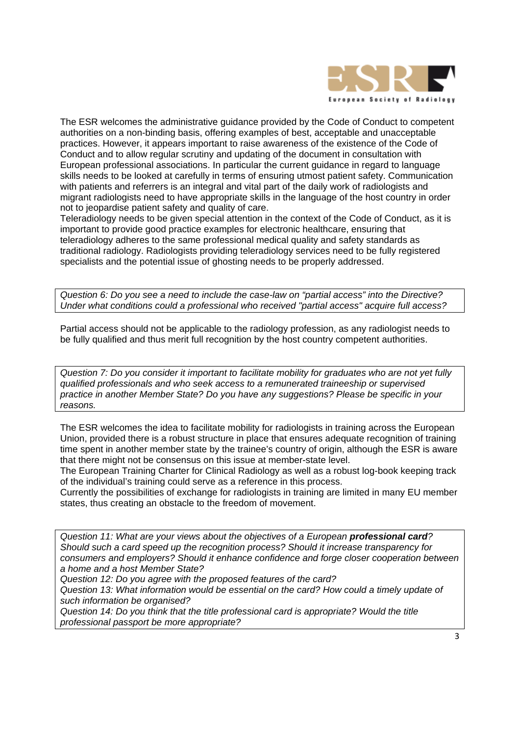The ESR welcomes the administrative guidance provided by the Code of Conduct to competent authorities on a non-binding basis, offering examples of best, acceptable and unacceptable practices. However, it appears important to raise awareness of the existence of the Code of Conduct and to allow regular scrutiny and updating of the document in consultation with European professional associations. In particular the current guidance in regard to language skills needs to be looked at carefully in terms of ensuring utmost patient safety. Communication with patients and referrers is an integral and vital part of the daily work of radiologists and migrant radiologists need to have appropriate skills in the language of the host country in order not to jeopardise patient safety and quality of care.
Teleradiology needs to be given special attention in the context of the Code of Conduct, as it is important to provide good practice examples for electronic healthcare, ensuring that teleradiology adheres to the same professional medical quality and safety standards as traditional radiology. Radiologists providing teleradiology services need to be fully registered specialists and the potential issue of ghosting needs to be properly addressed.

*Question 6: Do you see a need to include the case-law on "partial access" into the Directive? Under what conditions could a professional who received "partial access" acquire full access?*

Partial access should not be applicable to the radiology profession, as any radiologist needs to be fully qualified and thus merit full recognition by the host country competent authorities.

*Question 7: Do you consider it important to facilitate mobility for graduates who are not yet fully qualified professionals and who seek access to a remunerated traineeship or supervised practice in another Member State? Do you have any suggestions? Please be specific in your reasons.*

The ESR welcomes the idea to facilitate mobility for radiologists in training across the European Union, provided there is a robust structure in place that ensures adequate recognition of training time spent in another member state by the trainee's country of origin, although the ESR is aware that there might not be consensus on this issue at member-state level.
The European Training Charter for Clinical Radiology as well as a robust log-book keeping track of the individual's training could serve as a reference in this process.
Currently the possibilities of exchange for radiologists in training are limited in many EU member states, thus creating an obstacle to the freedom of movement.

*Question 11: What are your views about the objectives of a European **professional card**? Should such a card speed up the recognition process? Should it increase transparency for consumers and employers? Should it enhance confidence and forge closer cooperation between a home and a host Member State?*
*Question 12: Do you agree with the proposed features of the card?*
*Question 13: What information would be essential on the card? How could a timely update of such information be organised?*
*Question 14: Do you think that the title professional card is appropriate? Would the title professional passport be more appropriate?*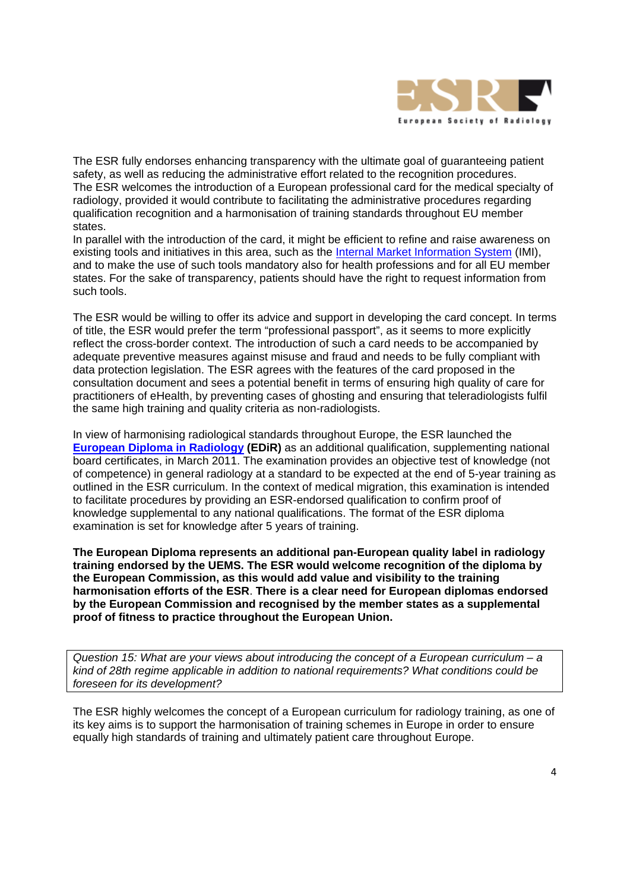The ESR fully endorses enhancing transparency with the ultimate goal of guaranteeing patient safety, as well as reducing the administrative effort related to the recognition procedures. The ESR welcomes the introduction of a European professional card for the medical specialty of radiology, provided it would contribute to facilitating the administrative procedures regarding qualification recognition and a harmonisation of training standards throughout EU member states.
In parallel with the introduction of the card, it might be efficient to refine and raise awareness on existing tools and initiatives in this area, such as the Internal Market Information System (IMI), and to make the use of such tools mandatory also for health professions and for all EU member states. For the sake of transparency, patients should have the right to request information from such tools.

The ESR would be willing to offer its advice and support in developing the card concept. In terms of title, the ESR would prefer the term "professional passport", as it seems to more explicitly reflect the cross-border context. The introduction of such a card needs to be accompanied by adequate preventive measures against misuse and fraud and needs to be fully compliant with data protection legislation. The ESR agrees with the features of the card proposed in the consultation document and sees a potential benefit in terms of ensuring high quality of care for practitioners of eHealth, by preventing cases of ghosting and ensuring that teleradiologists fulfil the same high training and quality criteria as non-radiologists.

In view of harmonising radiological standards throughout Europe, the ESR launched the **European Diploma in Radiology (EDiR)** as an additional qualification, supplementing national board certificates, in March 2011. The examination provides an objective test of knowledge (not of competence) in general radiology at a standard to be expected at the end of 5-year training as outlined in the ESR curriculum. In the context of medical migration, this examination is intended to facilitate procedures by providing an ESR-endorsed qualification to confirm proof of knowledge supplemental to any national qualifications. The format of the ESR diploma examination is set for knowledge after 5 years of training.

**The European Diploma represents an additional pan-European quality label in radiology training endorsed by the UEMS. The ESR would welcome recognition of the diploma by the European Commission, as this would add value and visibility to the training harmonisation efforts of the ESR. There is a clear need for European diplomas endorsed by the European Commission and recognised by the member states as a supplemental proof of fitness to practice throughout the European Union.**

*Question 15: What are your views about introducing the concept of a European curriculum – a kind of 28th regime applicable in addition to national requirements? What conditions could be foreseen for its development?*

The ESR highly welcomes the concept of a European curriculum for radiology training, as one of its key aims is to support the harmonisation of training schemes in Europe in order to ensure equally high standards of training and ultimately patient care throughout Europe.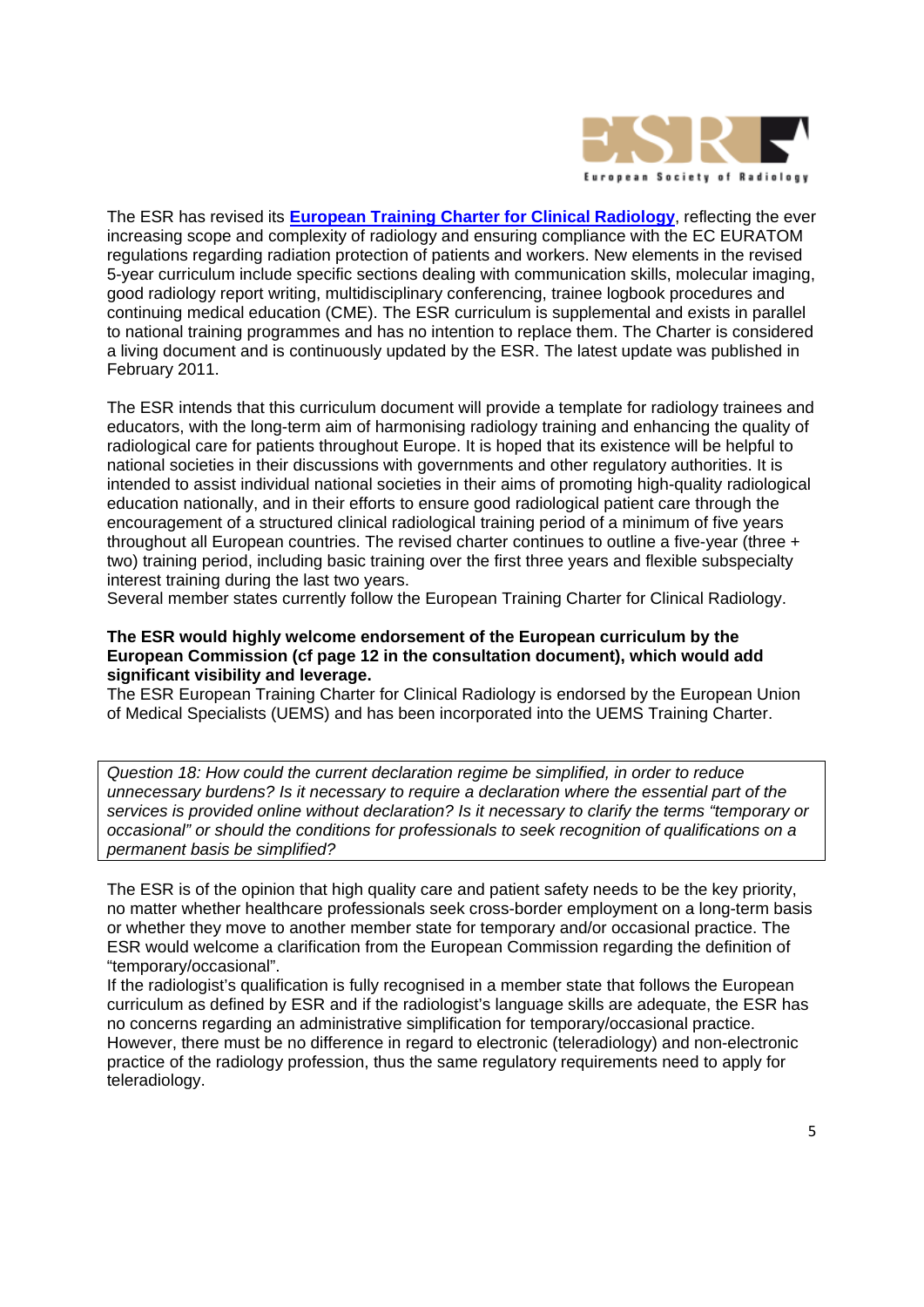The ESR has revised its **European Training Charter for Clinical Radiology**, reflecting the ever increasing scope and complexity of radiology and ensuring compliance with the EC EURATOM regulations regarding radiation protection of patients and workers. New elements in the revised 5-year curriculum include specific sections dealing with communication skills, molecular imaging, good radiology report writing, multidisciplinary conferencing, trainee logbook procedures and continuing medical education (CME). The ESR curriculum is supplemental and exists in parallel to national training programmes and has no intention to replace them. The Charter is considered a living document and is continuously updated by the ESR. The latest update was published in February 2011.

The ESR intends that this curriculum document will provide a template for radiology trainees and educators, with the long-term aim of harmonising radiology training and enhancing the quality of radiological care for patients throughout Europe. It is hoped that its existence will be helpful to national societies in their discussions with governments and other regulatory authorities. It is intended to assist individual national societies in their aims of promoting high-quality radiological education nationally, and in their efforts to ensure good radiological patient care through the encouragement of a structured clinical radiological training period of a minimum of five years throughout all European countries. The revised charter continues to outline a five-year (three + two) training period, including basic training over the first three years and flexible subspecialty interest training during the last two years.
Several member states currently follow the European Training Charter for Clinical Radiology.

**The ESR would highly welcome endorsement of the European curriculum by the European Commission (cf page 12 in the consultation document), which would add significant visibility and leverage.**
The ESR European Training Charter for Clinical Radiology is endorsed by the European Union of Medical Specialists (UEMS) and has been incorporated into the UEMS Training Charter.

*Question 18: How could the current declaration regime be simplified, in order to reduce unnecessary burdens? Is it necessary to require a declaration where the essential part of the services is provided online without declaration? Is it necessary to clarify the terms "temporary or occasional" or should the conditions for professionals to seek recognition of qualifications on a permanent basis be simplified?*

The ESR is of the opinion that high quality care and patient safety needs to be the key priority, no matter whether healthcare professionals seek cross-border employment on a long-term basis or whether they move to another member state for temporary and/or occasional practice. The ESR would welcome a clarification from the European Commission regarding the definition of "temporary/occasional".
If the radiologist's qualification is fully recognised in a member state that follows the European curriculum as defined by ESR and if the radiologist's language skills are adequate, the ESR has no concerns regarding an administrative simplification for temporary/occasional practice. However, there must be no difference in regard to electronic (teleradiology) and non-electronic practice of the radiology profession, thus the same regulatory requirements need to apply for teleradiology.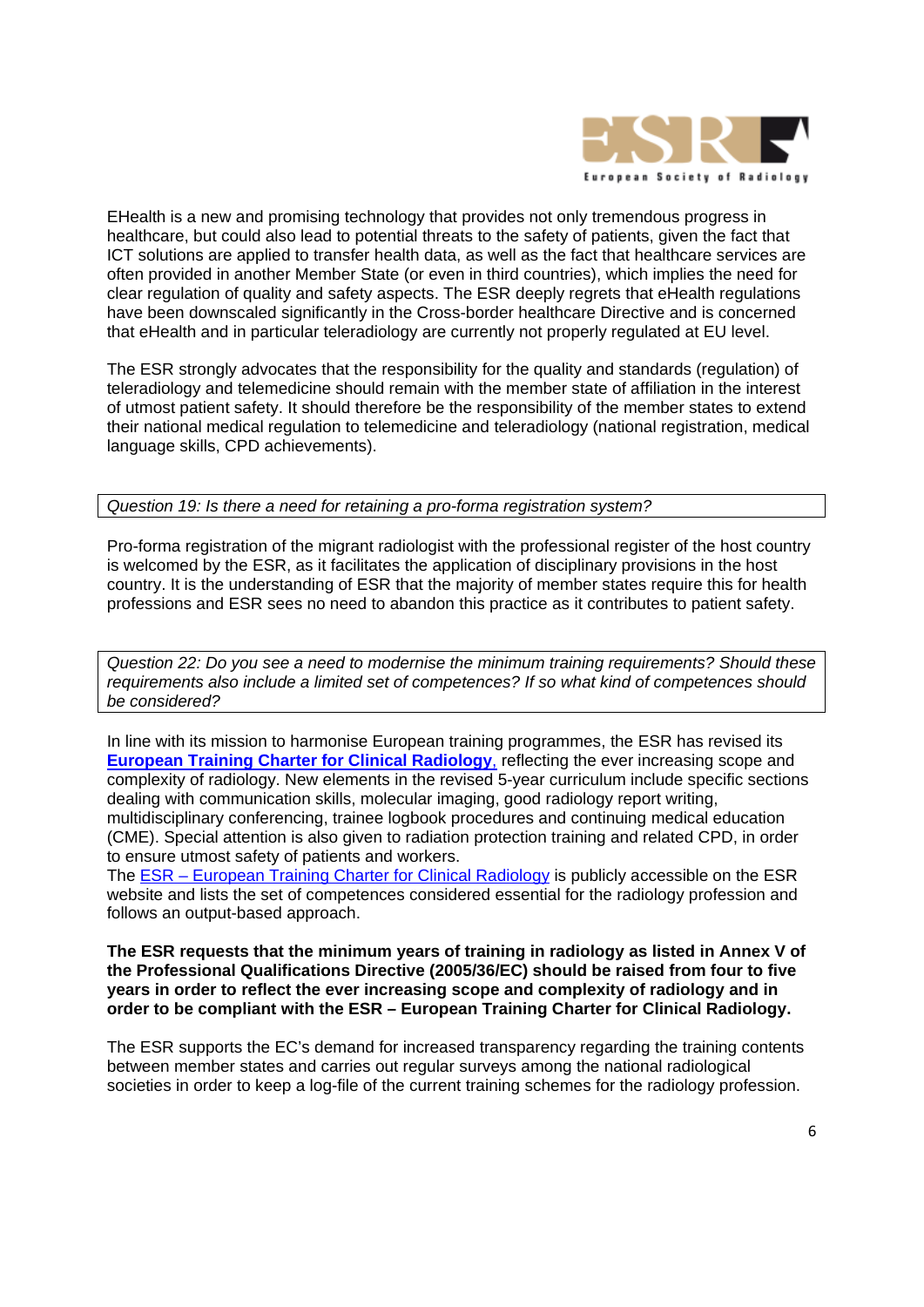EHealth is a new and promising technology that provides not only tremendous progress in healthcare, but could also lead to potential threats to the safety of patients, given the fact that ICT solutions are applied to transfer health data, as well as the fact that healthcare services are often provided in another Member State (or even in third countries), which implies the need for clear regulation of quality and safety aspects. The ESR deeply regrets that eHealth regulations have been downscaled significantly in the Cross-border healthcare Directive and is concerned that eHealth and in particular teleradiology are currently not properly regulated at EU level.

The ESR strongly advocates that the responsibility for the quality and standards (regulation) of teleradiology and telemedicine should remain with the member state of affiliation in the interest of utmost patient safety. It should therefore be the responsibility of the member states to extend their national medical regulation to telemedicine and teleradiology (national registration, medical language skills, CPD achievements).

*Question 19: Is there a need for retaining a pro-forma registration system?*

Pro-forma registration of the migrant radiologist with the professional register of the host country is welcomed by the ESR, as it facilitates the application of disciplinary provisions in the host country. It is the understanding of ESR that the majority of member states require this for health professions and ESR sees no need to abandon this practice as it contributes to patient safety.

*Question 22: Do you see a need to modernise the minimum training requirements? Should these requirements also include a limited set of competences? If so what kind of competences should be considered?*

In line with its mission to harmonise European training programmes, the ESR has revised its **European Training Charter for Clinical Radiology**, reflecting the ever increasing scope and complexity of radiology. New elements in the revised 5-year curriculum include specific sections dealing with communication skills, molecular imaging, good radiology report writing, multidisciplinary conferencing, trainee logbook procedures and continuing medical education (CME). Special attention is also given to radiation protection training and related CPD, in order to ensure utmost safety of patients and workers.
The ESR – European Training Charter for Clinical Radiology is publicly accessible on the ESR website and lists the set of competences considered essential for the radiology profession and follows an output-based approach.

**The ESR requests that the minimum years of training in radiology as listed in Annex V of the Professional Qualifications Directive (2005/36/EC) should be raised from four to five years in order to reflect the ever increasing scope and complexity of radiology and in order to be compliant with the ESR – European Training Charter for Clinical Radiology.**

The ESR supports the EC's demand for increased transparency regarding the training contents between member states and carries out regular surveys among the national radiological societies in order to keep a log-file of the current training schemes for the radiology profession.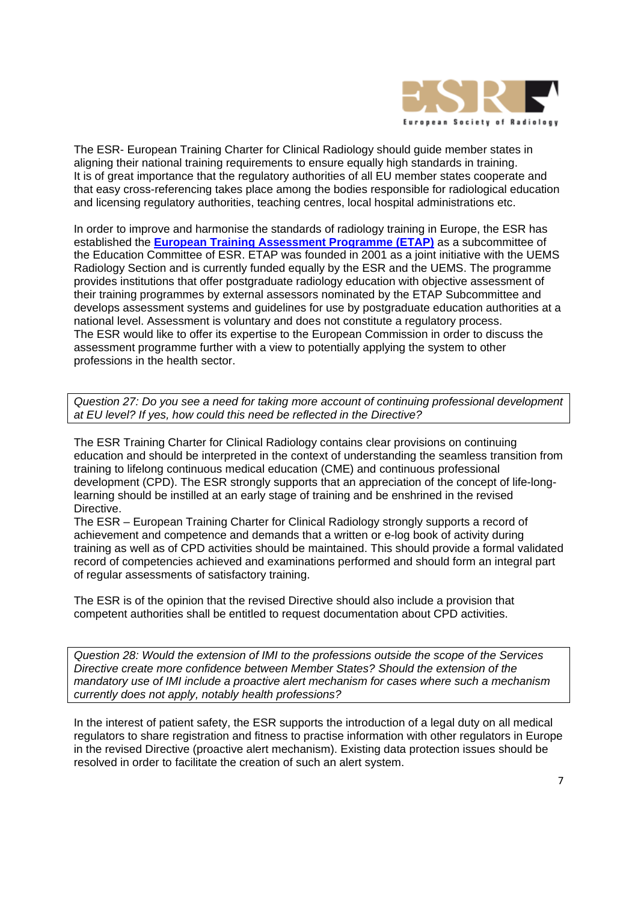The ESR- European Training Charter for Clinical Radiology should guide member states in aligning their national training requirements to ensure equally high standards in training.
It is of great importance that the regulatory authorities of all EU member states cooperate and that easy cross-referencing takes place among the bodies responsible for radiological education and licensing regulatory authorities, teaching centres, local hospital administrations etc.

In order to improve and harmonise the standards of radiology training in Europe, the ESR has established the **European Training Assessment Programme (ETAP)** as a subcommittee of the Education Committee of ESR. ETAP was founded in 2001 as a joint initiative with the UEMS Radiology Section and is currently funded equally by the ESR and the UEMS. The programme provides institutions that offer postgraduate radiology education with objective assessment of their training programmes by external assessors nominated by the ETAP Subcommittee and develops assessment systems and guidelines for use by postgraduate education authorities at a national level. Assessment is voluntary and does not constitute a regulatory process.
The ESR would like to offer its expertise to the European Commission in order to discuss the assessment programme further with a view to potentially applying the system to other professions in the health sector.

*Question 27: Do you see a need for taking more account of continuing professional development at EU level? If yes, how could this need be reflected in the Directive?*

The ESR Training Charter for Clinical Radiology contains clear provisions on continuing education and should be interpreted in the context of understanding the seamless transition from training to lifelong continuous medical education (CME) and continuous professional development (CPD). The ESR strongly supports that an appreciation of the concept of life-long-learning should be instilled at an early stage of training and be enshrined in the revised Directive.
The ESR – European Training Charter for Clinical Radiology strongly supports a record of achievement and competence and demands that a written or e-log book of activity during training as well as of CPD activities should be maintained. This should provide a formal validated record of competencies achieved and examinations performed and should form an integral part of regular assessments of satisfactory training.

The ESR is of the opinion that the revised Directive should also include a provision that competent authorities shall be entitled to request documentation about CPD activities.

*Question 28: Would the extension of IMI to the professions outside the scope of the Services Directive create more confidence between Member States? Should the extension of the mandatory use of IMI include a proactive alert mechanism for cases where such a mechanism currently does not apply, notably health professions?*

In the interest of patient safety, the ESR supports the introduction of a legal duty on all medical regulators to share registration and fitness to practise information with other regulators in Europe in the revised Directive (proactive alert mechanism). Existing data protection issues should be resolved in order to facilitate the creation of such an alert system.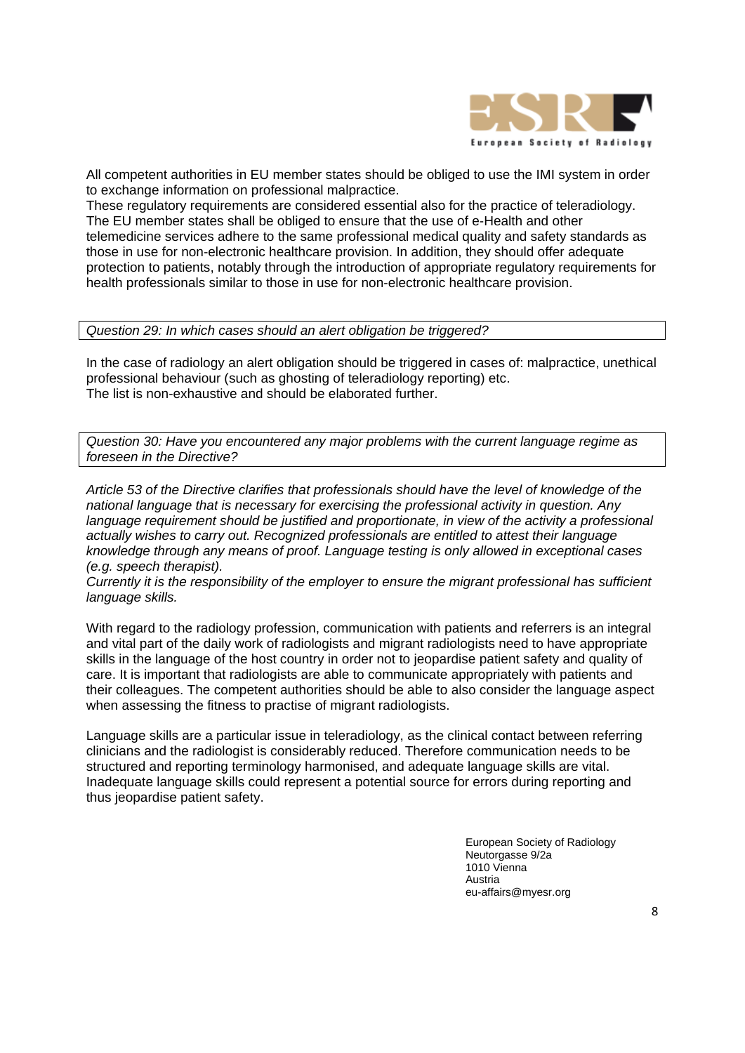All competent authorities in EU member states should be obliged to use the IMI system in order to exchange information on professional malpractice.

These regulatory requirements are considered essential also for the practice of teleradiology. The EU member states shall be obliged to ensure that the use of e-Health and other telemedicine services adhere to the same professional medical quality and safety standards as those in use for non-electronic healthcare provision. In addition, they should offer adequate protection to patients, notably through the introduction of appropriate regulatory requirements for health professionals similar to those in use for non-electronic healthcare provision.

*Question 29: In which cases should an alert obligation be triggered?*

In the case of radiology an alert obligation should be triggered in cases of: malpractice, unethical professional behaviour (such as ghosting of teleradiology reporting) etc.
The list is non-exhaustive and should be elaborated further.

*Question 30: Have you encountered any major problems with the current language regime as foreseen in the Directive?*

*Article 53 of the Directive clarifies that professionals should have the level of knowledge of the national language that is necessary for exercising the professional activity in question. Any language requirement should be justified and proportionate, in view of the activity a professional actually wishes to carry out. Recognized professionals are entitled to attest their language knowledge through any means of proof. Language testing is only allowed in exceptional cases (e.g. speech therapist).*

*Currently it is the responsibility of the employer to ensure the migrant professional has sufficient language skills.*

With regard to the radiology profession, communication with patients and referrers is an integral and vital part of the daily work of radiologists and migrant radiologists need to have appropriate skills in the language of the host country in order not to jeopardise patient safety and quality of care. It is important that radiologists are able to communicate appropriately with patients and their colleagues. The competent authorities should be able to also consider the language aspect when assessing the fitness to practise of migrant radiologists.

Language skills are a particular issue in teleradiology, as the clinical contact between referring clinicians and the radiologist is considerably reduced. Therefore communication needs to be structured and reporting terminology harmonised, and adequate language skills are vital. Inadequate language skills could represent a potential source for errors during reporting and thus jeopardise patient safety.

European Society of Radiology
Neutorgasse 9/2a
1010 Vienna
Austria
eu-affairs@myesr.org